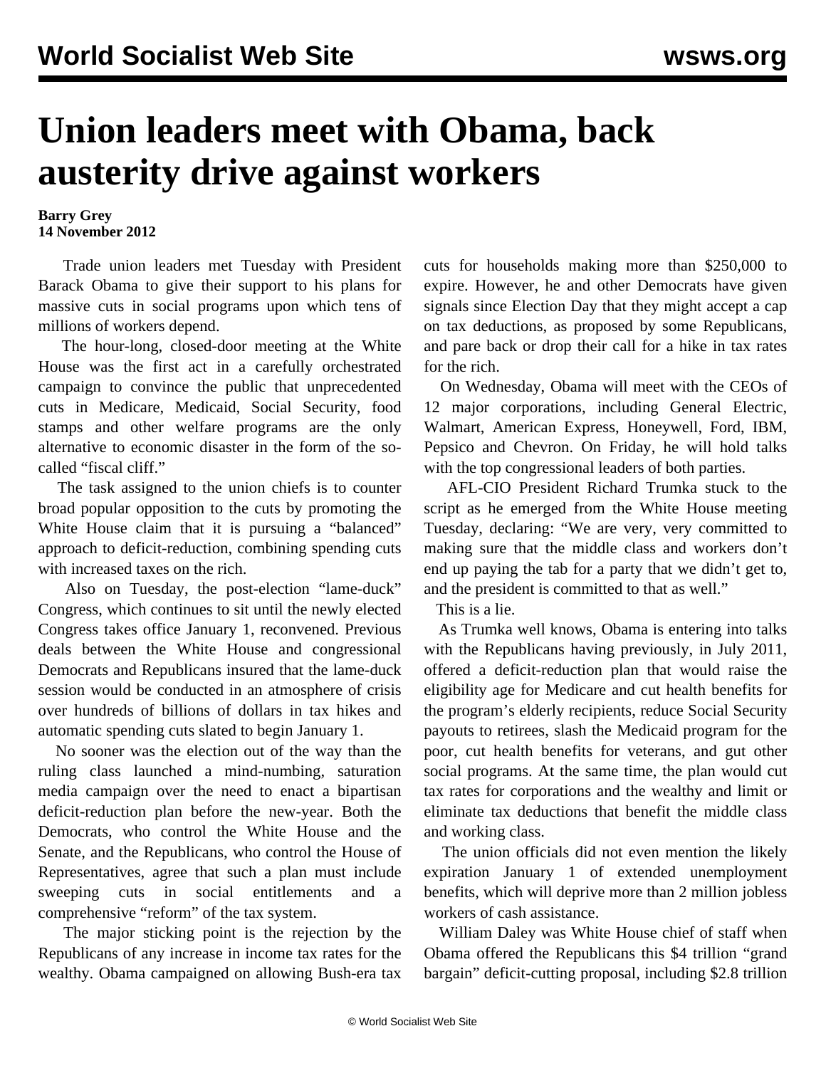# Union leaders meet with Obama, back austerity drive against workers

**Barry Grey**
**14 November 2012**

Trade union leaders met Tuesday with President Barack Obama to give their support to his plans for massive cuts in social programs upon which tens of millions of workers depend.

The hour-long, closed-door meeting at the White House was the first act in a carefully orchestrated campaign to convince the public that unprecedented cuts in Medicare, Medicaid, Social Security, food stamps and other welfare programs are the only alternative to economic disaster in the form of the so-called "fiscal cliff."

The task assigned to the union chiefs is to counter broad popular opposition to the cuts by promoting the White House claim that it is pursuing a "balanced" approach to deficit-reduction, combining spending cuts with increased taxes on the rich.

Also on Tuesday, the post-election "lame-duck" Congress, which continues to sit until the newly elected Congress takes office January 1, reconvened. Previous deals between the White House and congressional Democrats and Republicans insured that the lame-duck session would be conducted in an atmosphere of crisis over hundreds of billions of dollars in tax hikes and automatic spending cuts slated to begin January 1.

No sooner was the election out of the way than the ruling class launched a mind-numbing, saturation media campaign over the need to enact a bipartisan deficit-reduction plan before the new-year. Both the Democrats, who control the White House and the Senate, and the Republicans, who control the House of Representatives, agree that such a plan must include sweeping cuts in social entitlements and a comprehensive "reform" of the tax system.

The major sticking point is the rejection by the Republicans of any increase in income tax rates for the wealthy. Obama campaigned on allowing Bush-era tax cuts for households making more than $250,000 to expire. However, he and other Democrats have given signals since Election Day that they might accept a cap on tax deductions, as proposed by some Republicans, and pare back or drop their call for a hike in tax rates for the rich.

On Wednesday, Obama will meet with the CEOs of 12 major corporations, including General Electric, Walmart, American Express, Honeywell, Ford, IBM, Pepsico and Chevron. On Friday, he will hold talks with the top congressional leaders of both parties.

AFL-CIO President Richard Trumka stuck to the script as he emerged from the White House meeting Tuesday, declaring: "We are very, very committed to making sure that the middle class and workers don't end up paying the tab for a party that we didn't get to, and the president is committed to that as well."

This is a lie.

As Trumka well knows, Obama is entering into talks with the Republicans having previously, in July 2011, offered a deficit-reduction plan that would raise the eligibility age for Medicare and cut health benefits for the program's elderly recipients, reduce Social Security payouts to retirees, slash the Medicaid program for the poor, cut health benefits for veterans, and gut other social programs. At the same time, the plan would cut tax rates for corporations and the wealthy and limit or eliminate tax deductions that benefit the middle class and working class.

The union officials did not even mention the likely expiration January 1 of extended unemployment benefits, which will deprive more than 2 million jobless workers of cash assistance.

William Daley was White House chief of staff when Obama offered the Republicans this $4 trillion "grand bargain" deficit-cutting proposal, including $2.8 trillion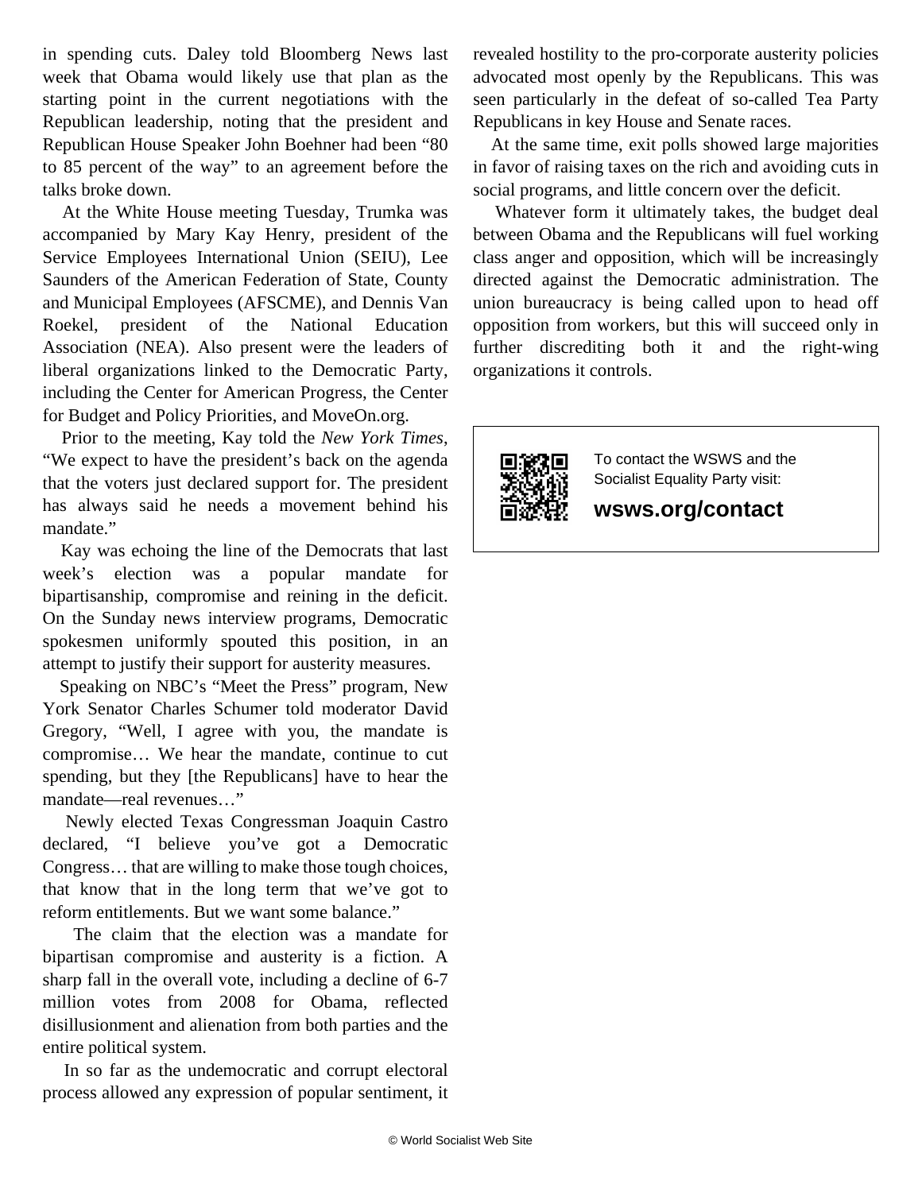in spending cuts. Daley told Bloomberg News last week that Obama would likely use that plan as the starting point in the current negotiations with the Republican leadership, noting that the president and Republican House Speaker John Boehner had been "80 to 85 percent of the way" to an agreement before the talks broke down.

At the White House meeting Tuesday, Trumka was accompanied by Mary Kay Henry, president of the Service Employees International Union (SEIU), Lee Saunders of the American Federation of State, County and Municipal Employees (AFSCME), and Dennis Van Roekel, president of the National Education Association (NEA). Also present were the leaders of liberal organizations linked to the Democratic Party, including the Center for American Progress, the Center for Budget and Policy Priorities, and MoveOn.org.

Prior to the meeting, Kay told the *New York Times*, "We expect to have the president's back on the agenda that the voters just declared support for. The president has always said he needs a movement behind his mandate."

Kay was echoing the line of the Democrats that last week's election was a popular mandate for bipartisanship, compromise and reining in the deficit. On the Sunday news interview programs, Democratic spokesmen uniformly spouted this position, in an attempt to justify their support for austerity measures.

Speaking on NBC's "Meet the Press" program, New York Senator Charles Schumer told moderator David Gregory, "Well, I agree with you, the mandate is compromise… We hear the mandate, continue to cut spending, but they [the Republicans] have to hear the mandate—real revenues…"

Newly elected Texas Congressman Joaquin Castro declared, "I believe you've got a Democratic Congress… that are willing to make those tough choices, that know that in the long term that we've got to reform entitlements. But we want some balance."

The claim that the election was a mandate for bipartisan compromise and austerity is a fiction. A sharp fall in the overall vote, including a decline of 6-7 million votes from 2008 for Obama, reflected disillusionment and alienation from both parties and the entire political system.

In so far as the undemocratic and corrupt electoral process allowed any expression of popular sentiment, it revealed hostility to the pro-corporate austerity policies advocated most openly by the Republicans. This was seen particularly in the defeat of so-called Tea Party Republicans in key House and Senate races.

At the same time, exit polls showed large majorities in favor of raising taxes on the rich and avoiding cuts in social programs, and little concern over the deficit.

Whatever form it ultimately takes, the budget deal between Obama and the Republicans will fuel working class anger and opposition, which will be increasingly directed against the Democratic administration. The union bureaucracy is being called upon to head off opposition from workers, but this will succeed only in further discrediting both it and the right-wing organizations it controls.

To contact the WSWS and the Socialist Equality Party visit:

**wsws.org/contact**